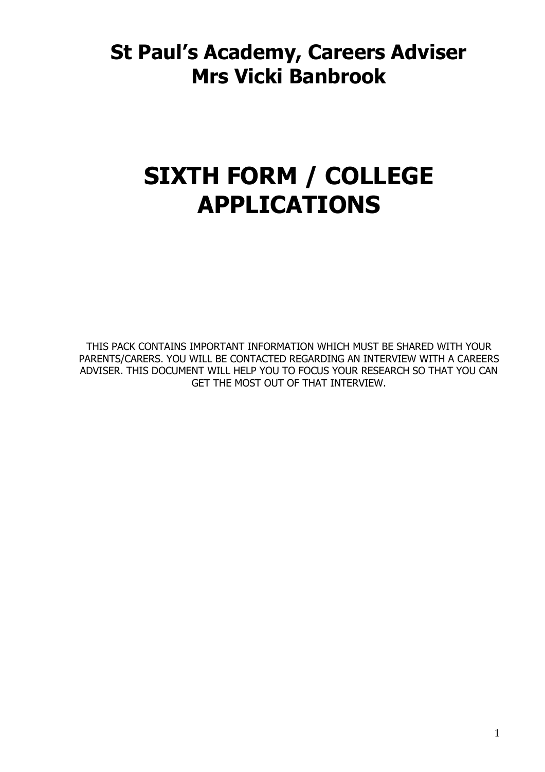# St Paul's Academy, Careers Adviser
# Mrs Vicki Banbrook

# SIXTH FORM / COLLEGE APPLICATIONS

THIS PACK CONTAINS IMPORTANT INFORMATION WHICH MUST BE SHARED WITH YOUR PARENTS/CARERS. YOU WILL BE CONTACTED REGARDING AN INTERVIEW WITH A CAREERS ADVISER. THIS DOCUMENT WILL HELP YOU TO FOCUS YOUR RESEARCH SO THAT YOU CAN GET THE MOST OUT OF THAT INTERVIEW.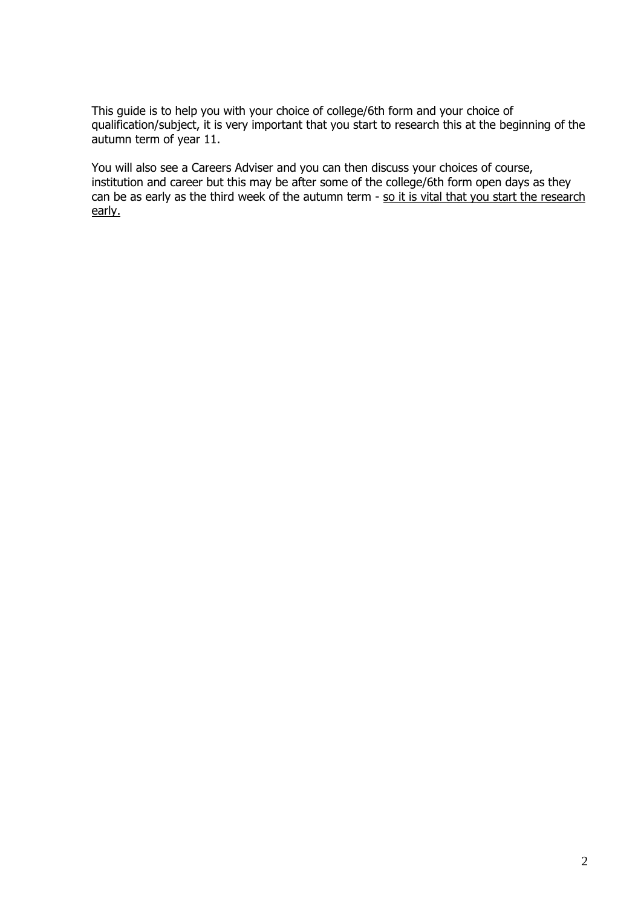This guide is to help you with your choice of college/6th form and your choice of qualification/subject, it is very important that you start to research this at the beginning of the autumn term of year 11.

You will also see a Careers Adviser and you can then discuss your choices of course, institution and career but this may be after some of the college/6th form open days as they can be as early as the third week of the autumn term - <u>so it is vital that you start the research early.</u>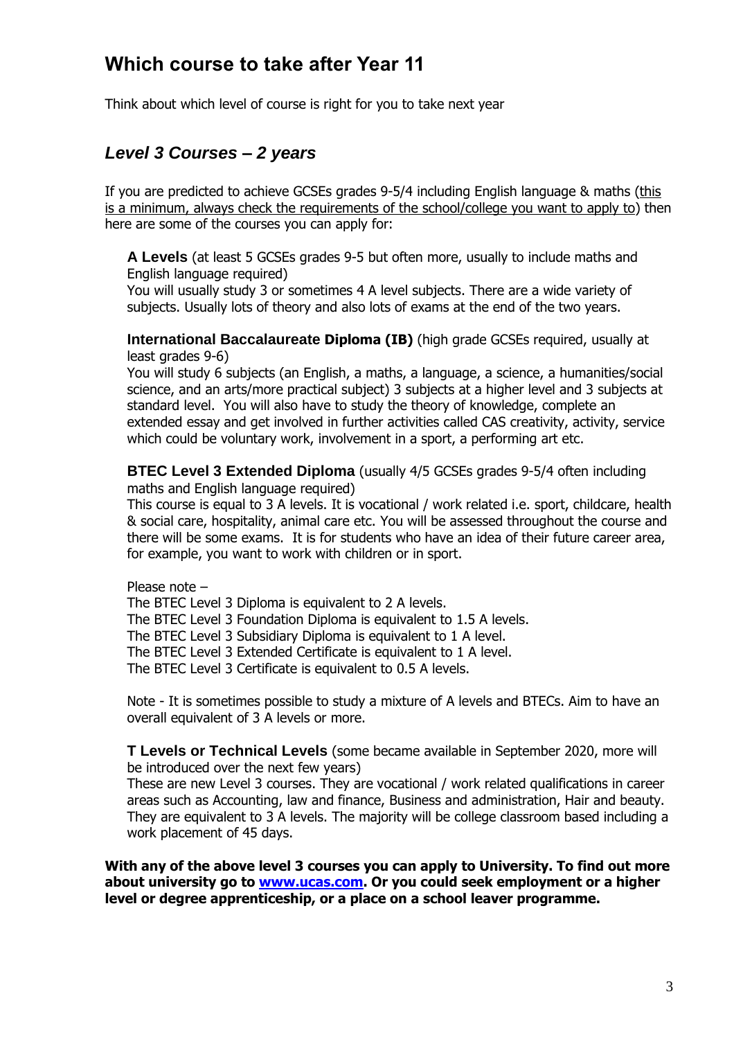## Which course to take after Year 11

Think about which level of course is right for you to take next year

### *Level 3 Courses – 2 years*

If you are predicted to achieve GCSEs grades 9-5/4 including English language & maths (this is a minimum, always check the requirements of the school/college you want to apply to) then here are some of the courses you can apply for:

**A Levels** (at least 5 GCSEs grades 9-5 but often more, usually to include maths and English language required)
You will usually study 3 or sometimes 4 A level subjects. There are a wide variety of subjects. Usually lots of theory and also lots of exams at the end of the two years.

**International Baccalaureate Diploma (IB)** (high grade GCSEs required, usually at least grades 9-6)
You will study 6 subjects (an English, a maths, a language, a science, a humanities/social science, and an arts/more practical subject) 3 subjects at a higher level and 3 subjects at standard level. You will also have to study the theory of knowledge, complete an extended essay and get involved in further activities called CAS creativity, activity, service which could be voluntary work, involvement in a sport, a performing art etc.

**BTEC Level 3 Extended Diploma** (usually 4/5 GCSEs grades 9-5/4 often including maths and English language required)
This course is equal to 3 A levels. It is vocational / work related i.e. sport, childcare, health & social care, hospitality, animal care etc. You will be assessed throughout the course and there will be some exams. It is for students who have an idea of their future career area, for example, you want to work with children or in sport.

Please note –
The BTEC Level 3 Diploma is equivalent to 2 A levels.
The BTEC Level 3 Foundation Diploma is equivalent to 1.5 A levels.
The BTEC Level 3 Subsidiary Diploma is equivalent to 1 A level.
The BTEC Level 3 Extended Certificate is equivalent to 1 A level.
The BTEC Level 3 Certificate is equivalent to 0.5 A levels.

Note - It is sometimes possible to study a mixture of A levels and BTECs. Aim to have an overall equivalent of 3 A levels or more.

**T Levels or Technical Levels** (some became available in September 2020, more will be introduced over the next few years)
These are new Level 3 courses. They are vocational / work related qualifications in career areas such as Accounting, law and finance, Business and administration, Hair and beauty. They are equivalent to 3 A levels. The majority will be college classroom based including a work placement of 45 days.

**With any of the above level 3 courses you can apply to University. To find out more about university go to [www.ucas.com](http://www.ucas.com). Or you could seek employment or a higher level or degree apprenticeship, or a place on a school leaver programme.**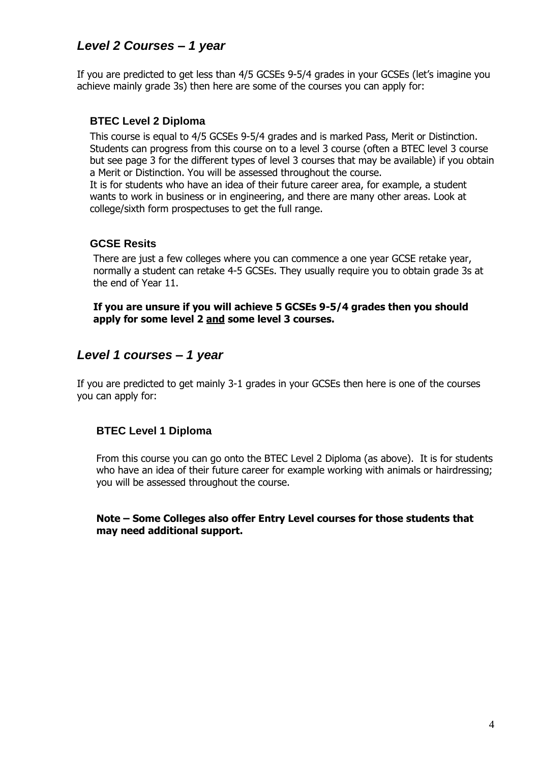## *Level 2 Courses – 1 year*

If you are predicted to get less than 4/5 GCSEs 9-5/4 grades in your GCSEs (let's imagine you achieve mainly grade 3s) then here are some of the courses you can apply for:

### BTEC Level 2 Diploma

This course is equal to 4/5 GCSEs 9-5/4 grades and is marked Pass, Merit or Distinction. Students can progress from this course on to a level 3 course (often a BTEC level 3 course but see page 3 for the different types of level 3 courses that may be available) if you obtain a Merit or Distinction. You will be assessed throughout the course.
It is for students who have an idea of their future career area, for example, a student wants to work in business or in engineering, and there are many other areas. Look at college/sixth form prospectuses to get the full range.

### GCSE Resits

There are just a few colleges where you can commence a one year GCSE retake year, normally a student can retake 4-5 GCSEs. They usually require you to obtain grade 3s at the end of Year 11.

**If you are unsure if you will achieve 5 GCSEs 9-5/4 grades then you should apply for some level 2 <u>and</u> some level 3 courses.**

## *Level 1 courses – 1 year*

If you are predicted to get mainly 3-1 grades in your GCSEs then here is one of the courses you can apply for:

### BTEC Level 1 Diploma

From this course you can go onto the BTEC Level 2 Diploma (as above). It is for students who have an idea of their future career for example working with animals or hairdressing; you will be assessed throughout the course.

**Note – Some Colleges also offer Entry Level courses for those students that may need additional support.**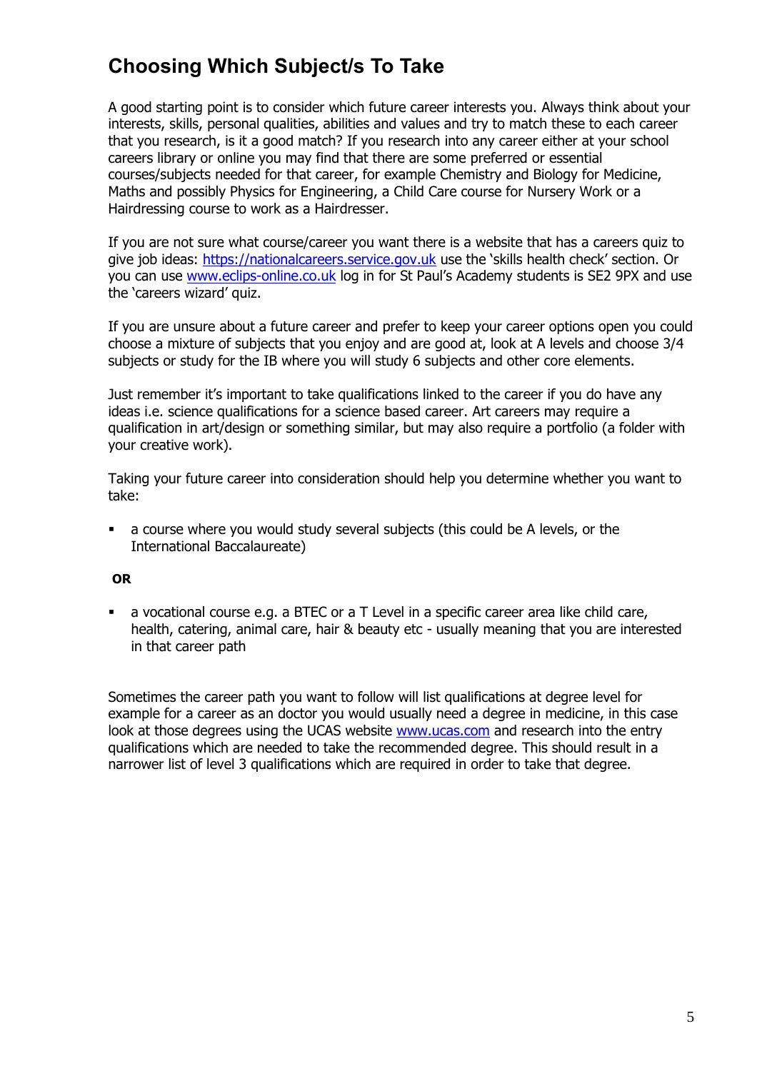## Choosing Which Subject/s To Take

A good starting point is to consider which future career interests you. Always think about your interests, skills, personal qualities, abilities and values and try to match these to each career that you research, is it a good match? If you research into any career either at your school careers library or online you may find that there are some preferred or essential courses/subjects needed for that career, for example Chemistry and Biology for Medicine, Maths and possibly Physics for Engineering, a Child Care course for Nursery Work or a Hairdressing course to work as a Hairdresser.

If you are not sure what course/career you want there is a website that has a careers quiz to give job ideas: [https://nationalcareers.service.gov.uk](https://nationalcareers.service.gov.uk) use the 'skills health check' section. Or you can use [www.eclips-online.co.uk](http://www.eclips-online.co.uk) log in for St Paul's Academy students is SE2 9PX and use the 'careers wizard' quiz.

If you are unsure about a future career and prefer to keep your career options open you could choose a mixture of subjects that you enjoy and are good at, look at A levels and choose 3/4 subjects or study for the IB where you will study 6 subjects and other core elements.

Just remember it's important to take qualifications linked to the career if you do have any ideas i.e. science qualifications for a science based career. Art careers may require a qualification in art/design or something similar, but may also require a portfolio (a folder with your creative work).

Taking your future career into consideration should help you determine whether you want to take:

- a course where you would study several subjects (this could be A levels, or the International Baccalaureate)

**OR**

- a vocational course e.g. a BTEC or a T Level in a specific career area like child care, health, catering, animal care, hair & beauty etc - usually meaning that you are interested in that career path

Sometimes the career path you want to follow will list qualifications at degree level for example for a career as an doctor you would usually need a degree in medicine, in this case look at those degrees using the UCAS website [www.ucas.com](http://www.ucas.com) and research into the entry qualifications which are needed to take the recommended degree. This should result in a narrower list of level 3 qualifications which are required in order to take that degree.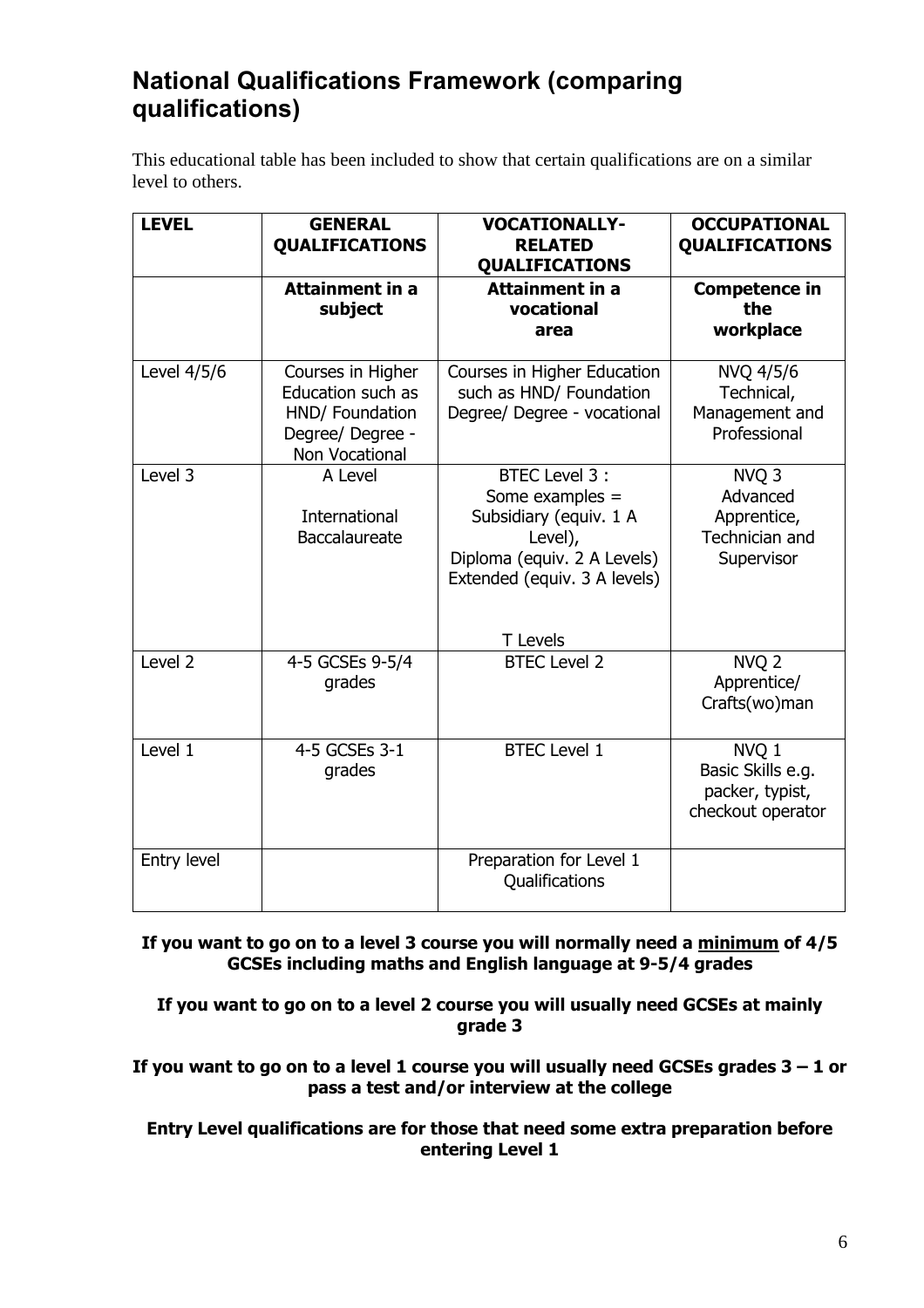## National Qualifications Framework (comparing qualifications)

This educational table has been included to show that certain qualifications are on a similar level to others.

| LEVEL | GENERAL QUALIFICATIONS | VOCATIONALLY-RELATED QUALIFICATIONS | OCCUPATIONAL QUALIFICATIONS |
|---|---|---|---|
| | **Attainment in a subject** | **Attainment in a vocational area** | **Competence in the workplace** |
| Level 4/5/6 | Courses in Higher Education such as HND/ Foundation Degree/ Degree - Non Vocational | Courses in Higher Education such as HND/ Foundation Degree/ Degree - vocational | NVQ 4/5/6 Technical, Management and Professional |
| Level 3 | A Level<br><br>International Baccalaureate | BTEC Level 3 :<br>Some examples =<br>Subsidiary (equiv. 1 A Level),<br>Diploma (equiv. 2 A Levels)<br>Extended (equiv. 3 A levels)<br><br>T Levels | NVQ 3 Advanced Apprentice, Technician and Supervisor |
| Level 2 | 4-5 GCSEs 9-5/4 grades | BTEC Level 2 | NVQ 2 Apprentice/ Crafts(wo)man |
| Level 1 | 4-5 GCSEs 3-1 grades | BTEC Level 1 | NVQ 1 Basic Skills e.g. packer, typist, checkout operator |
| Entry level | | Preparation for Level 1 Qualifications | |

**If you want to go on to a level 3 course you will normally need a <u>minimum</u> of 4/5 GCSEs including maths and English language at 9-5/4 grades**

**If you want to go on to a level 2 course you will usually need GCSEs at mainly grade 3**

**If you want to go on to a level 1 course you will usually need GCSEs grades 3 – 1 or pass a test and/or interview at the college**

**Entry Level qualifications are for those that need some extra preparation before entering Level 1**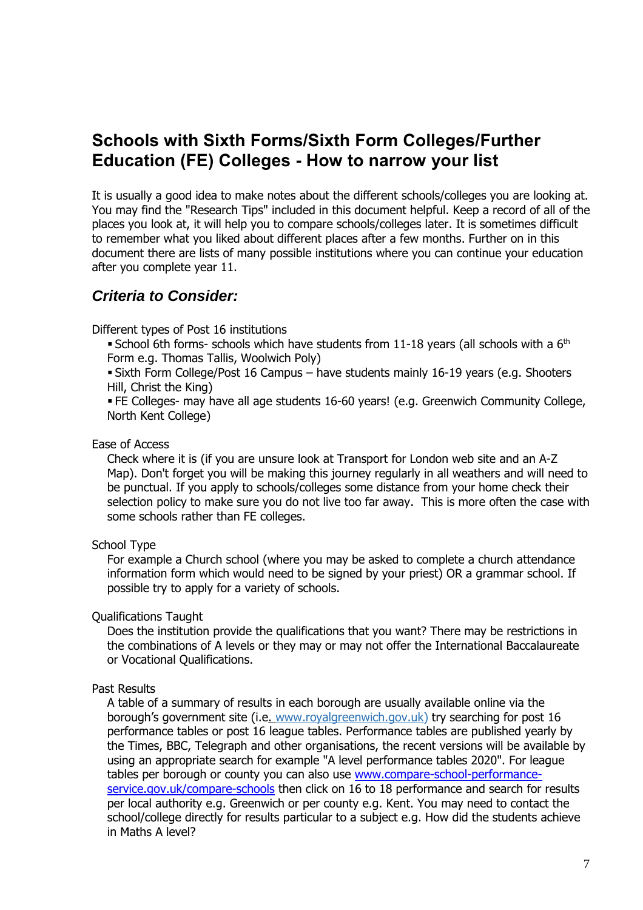## Schools with Sixth Forms/Sixth Form Colleges/Further Education (FE) Colleges - How to narrow your list

It is usually a good idea to make notes about the different schools/colleges you are looking at. You may find the "Research Tips" included in this document helpful. Keep a record of all of the places you look at, it will help you to compare schools/colleges later. It is sometimes difficult to remember what you liked about different places after a few months. Further on in this document there are lists of many possible institutions where you can continue your education after you complete year 11.

### *Criteria to Consider:*

Different types of Post 16 institutions

- School 6th forms- schools which have students from 11-18 years (all schools with a 6th Form e.g. Thomas Tallis, Woolwich Poly)
- Sixth Form College/Post 16 Campus – have students mainly 16-19 years (e.g. Shooters Hill, Christ the King)
- FE Colleges- may have all age students 16-60 years! (e.g. Greenwich Community College, North Kent College)

Ease of Access

Check where it is (if you are unsure look at Transport for London web site and an A-Z Map). Don't forget you will be making this journey regularly in all weathers and will need to be punctual. If you apply to schools/colleges some distance from your home check their selection policy to make sure you do not live too far away. This is more often the case with some schools rather than FE colleges.

School Type

For example a Church school (where you may be asked to complete a church attendance information form which would need to be signed by your priest) OR a grammar school. If possible try to apply for a variety of schools.

Qualifications Taught

Does the institution provide the qualifications that you want? There may be restrictions in the combinations of A levels or they may or may not offer the International Baccalaureate or Vocational Qualifications.

Past Results

A table of a summary of results in each borough are usually available online via the borough's government site (i.e. www.royalgreenwich.gov.uk) try searching for post 16 performance tables or post 16 league tables. Performance tables are published yearly by the Times, BBC, Telegraph and other organisations, the recent versions will be available by using an appropriate search for example "A level performance tables 2020". For league tables per borough or county you can also use www.compare-school-performance-service.gov.uk/compare-schools then click on 16 to 18 performance and search for results per local authority e.g. Greenwich or per county e.g. Kent. You may need to contact the school/college directly for results particular to a subject e.g. How did the students achieve in Maths A level?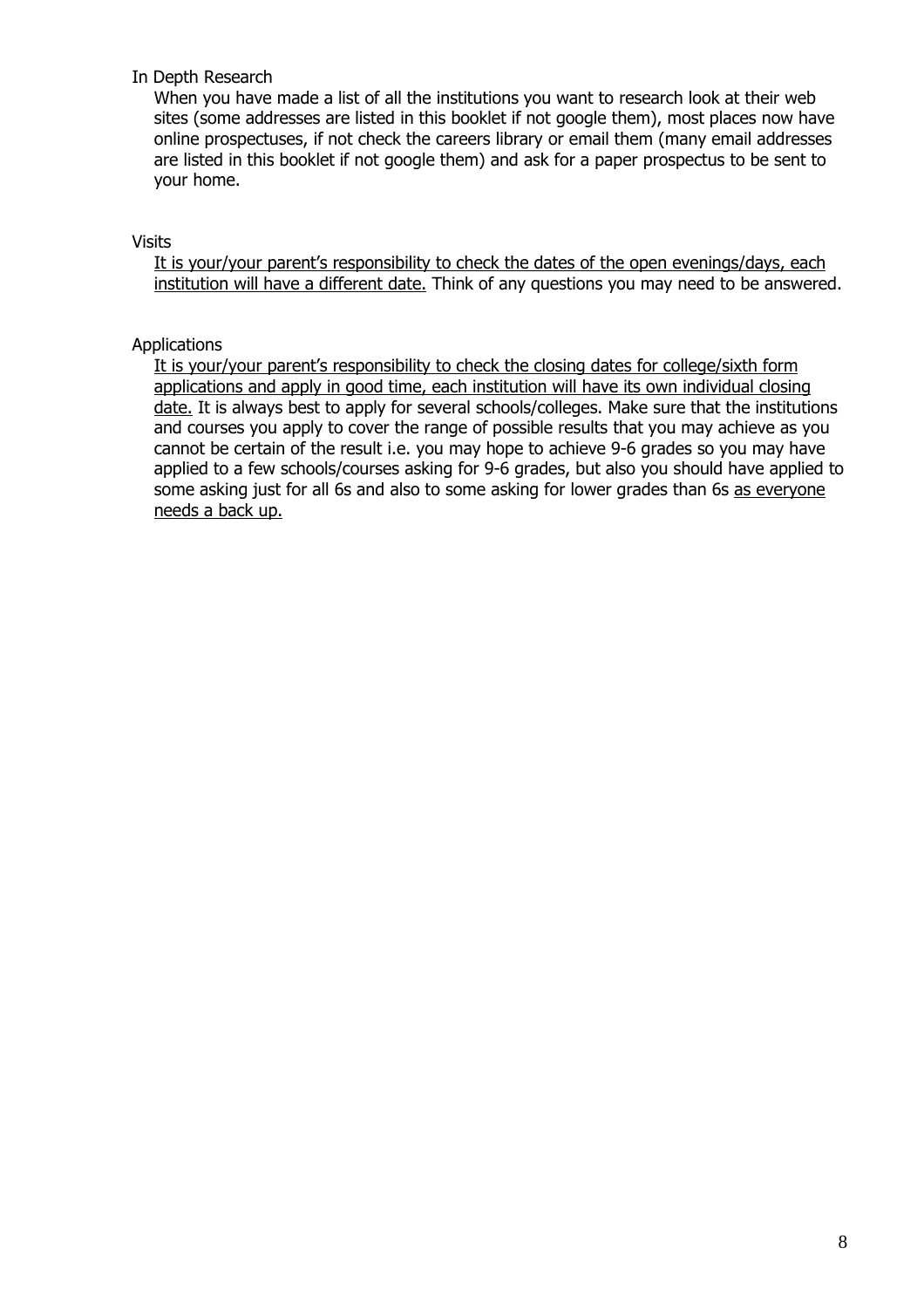### In Depth Research

When you have made a list of all the institutions you want to research look at their web sites (some addresses are listed in this booklet if not google them), most places now have online prospectuses, if not check the careers library or email them (many email addresses are listed in this booklet if not google them) and ask for a paper prospectus to be sent to your home.

### Visits

<u>It is your/your parent's responsibility to check the dates of the open evenings/days, each institution will have a different date.</u> Think of any questions you may need to be answered.

### Applications

<u>It is your/your parent's responsibility to check the closing dates for college/sixth form applications and apply in good time, each institution will have its own individual closing date.</u> It is always best to apply for several schools/colleges. Make sure that the institutions and courses you apply to cover the range of possible results that you may achieve as you cannot be certain of the result i.e. you may hope to achieve 9-6 grades so you may have applied to a few schools/courses asking for 9-6 grades, but also you should have applied to some asking just for all 6s and also to some asking for lower grades than 6s <u>as everyone needs a back up.</u>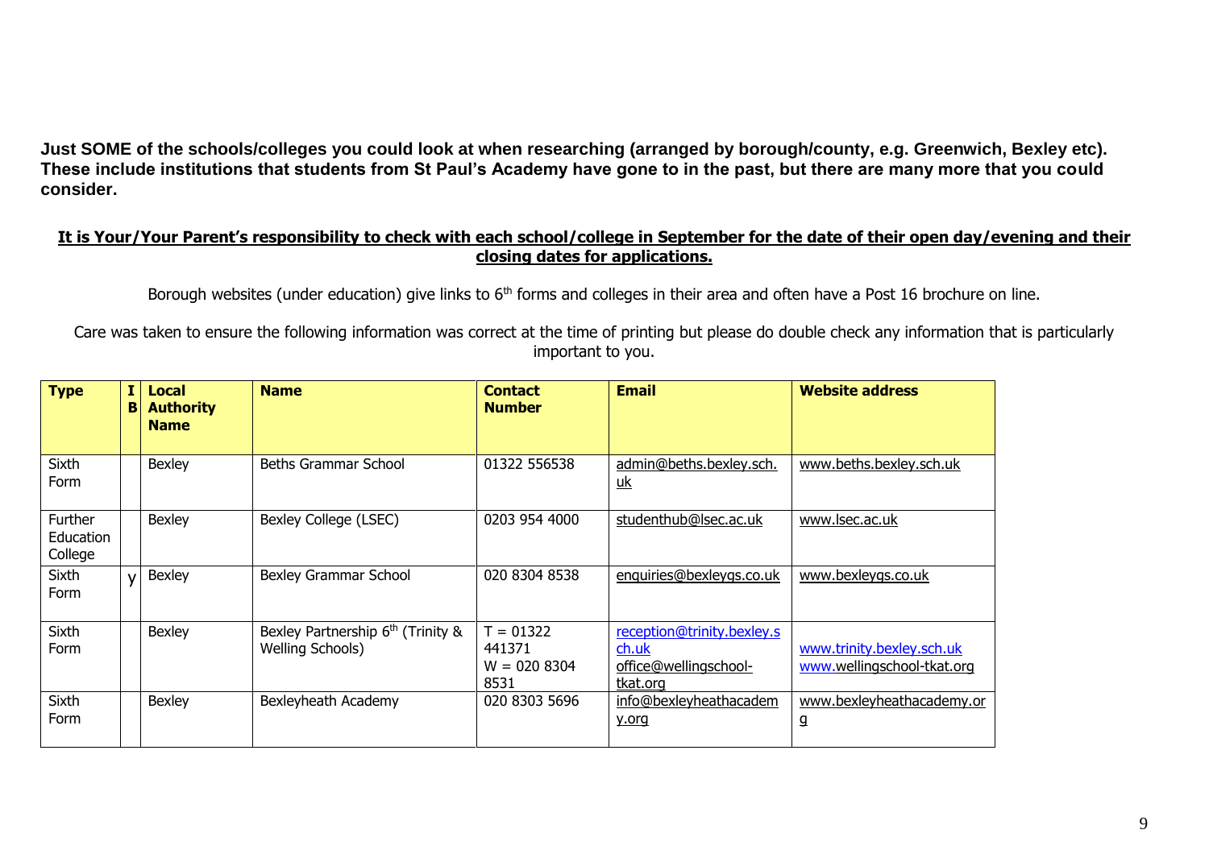**Just SOME of the schools/colleges you could look at when researching (arranged by borough/county, e.g. Greenwich, Bexley etc). These include institutions that students from St Paul's Academy have gone to in the past, but there are many more that you could consider.**

**It is Your/Your Parent's responsibility to check with each school/college in September for the date of their open day/evening and their closing dates for applications.**

Borough websites (under education) give links to 6th forms and colleges in their area and often have a Post 16 brochure on line.

Care was taken to ensure the following information was correct at the time of printing but please do double check any information that is particularly important to you.

| Type | IB | Local Authority Name | Name | Contact Number | Email | Website address |
|---|---|---|---|---|---|---|
| Sixth Form | | Bexley | Beths Grammar School | 01322 556538 | admin@beths.bexley.sch.uk | www.beths.bexley.sch.uk |
| Further Education College | | Bexley | Bexley College (LSEC) | 0203 954 4000 | studenthub@lsec.ac.uk | www.lsec.ac.uk |
| Sixth Form | y | Bexley | Bexley Grammar School | 020 8304 8538 | enquiries@bexleygs.co.uk | www.bexleygs.co.uk |
| Sixth Form | | Bexley | Bexley Partnership 6th (Trinity & Welling Schools) | T = 01322 441371<br>W = 020 8304 8531 | reception@trinity.bexley.sch.uk<br>office@wellingschool-tkat.org | www.trinity.bexley.sch.uk<br>www.wellingschool-tkat.org |
| Sixth Form | | Bexley | Bexleyheath Academy | 020 8303 5696 | info@bexleyheathacademy.org | www.bexleyheathacademy.org |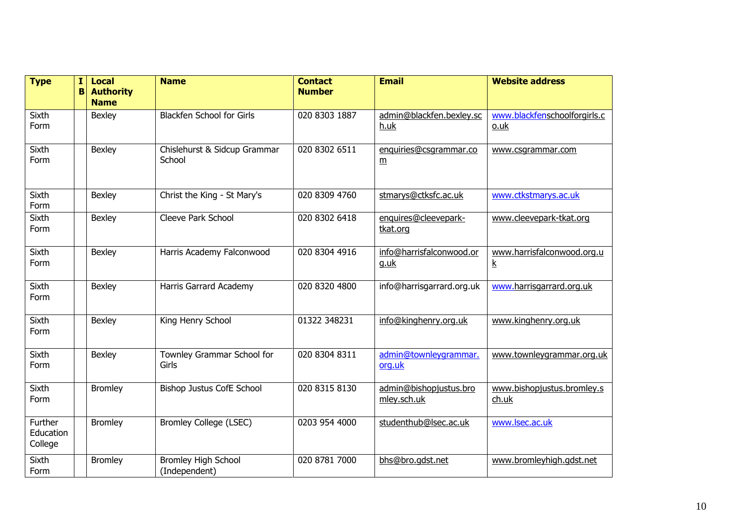| Type | IB | Local Authority Name | Name | Contact Number | Email | Website address |
|---|---|---|---|---|---|---|
| Sixth Form | | Bexley | Blackfen School for Girls | 020 8303 1887 | admin@blackfen.bexley.sch.uk | www.blackfenschoolforgirls.co.uk |
| Sixth Form | | Bexley | Chislehurst & Sidcup Grammar School | 020 8302 6511 | enquiries@csgrammar.com | www.csgrammar.com |
| Sixth Form | | Bexley | Christ the King - St Mary's | 020 8309 4760 | stmarys@ctksfc.ac.uk | www.ctkstmarys.ac.uk |
| Sixth Form | | Bexley | Cleeve Park School | 020 8302 6418 | enquires@cleevepark-tkat.org | www.cleevepark-tkat.org |
| Sixth Form | | Bexley | Harris Academy Falconwood | 020 8304 4916 | info@harrisfalconwood.org.uk | www.harrisfalconwood.org.uk |
| Sixth Form | | Bexley | Harris Garrard Academy | 020 8320 4800 | info@harrisgarrard.org.uk | www.harrisgarrard.org.uk |
| Sixth Form | | Bexley | King Henry School | 01322 348231 | info@kinghenry.org.uk | www.kinghenry.org.uk |
| Sixth Form | | Bexley | Townley Grammar School for Girls | 020 8304 8311 | admin@townleygrammar.org.uk | www.townleygrammar.org.uk |
| Sixth Form | | Bromley | Bishop Justus CofE School | 020 8315 8130 | admin@bishopjustus.bromley.sch.uk | www.bishopjustus.bromley.sch.uk |
| Further Education College | | Bromley | Bromley College (LSEC) | 0203 954 4000 | studenthub@lsec.ac.uk | www.lsec.ac.uk |
| Sixth Form | | Bromley | Bromley High School (Independent) | 020 8781 7000 | bhs@bro.gdst.net | www.bromleyhigh.gdst.net |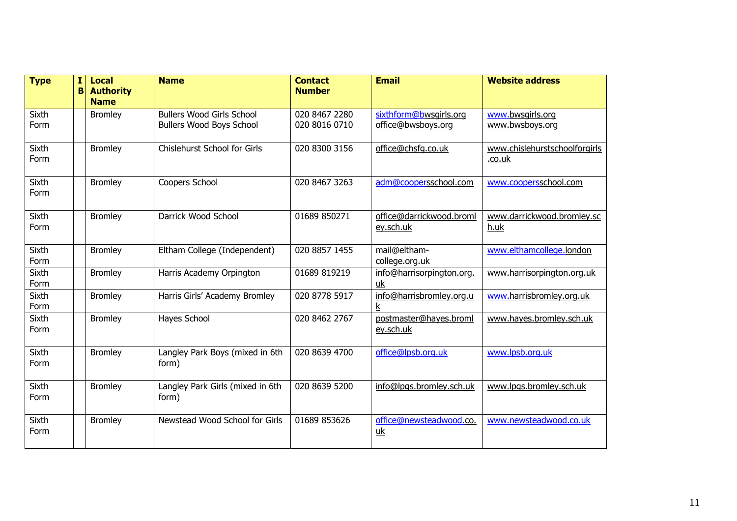| Type | IB | Local Authority Name | Name | Contact Number | Email | Website address |
|---|---|---|---|---|---|---|
| Sixth Form | | Bromley | Bullers Wood Girls School<br>Bullers Wood Boys School | 020 8467 2280<br>020 8016 0710 | sixthform@bwsgirls.org<br>office@bwsboys.org | www.bwsgirls.org<br>www.bwsboys.org |
| Sixth Form | | Bromley | Chislehurst School for Girls | 020 8300 3156 | office@chsfg.co.uk | www.chislehurstschoolforgirls.co.uk |
| Sixth Form | | Bromley | Coopers School | 020 8467 3263 | adm@coopersschool.com | www.coopersschool.com |
| Sixth Form | | Bromley | Darrick Wood School | 01689 850271 | office@darrickwood.bromley.sch.uk | www.darrickwood.bromley.sch.uk |
| Sixth Form | | Bromley | Eltham College (Independent) | 020 8857 1455 | mail@eltham-college.org.uk | www.elthamcollege.london |
| Sixth Form | | Bromley | Harris Academy Orpington | 01689 819219 | info@harrisorpington.org.uk | www.harrisorpington.org.uk |
| Sixth Form | | Bromley | Harris Girls' Academy Bromley | 020 8778 5917 | info@harrisbromley.org.uk | www.harrisbromley.org.uk |
| Sixth Form | | Bromley | Hayes School | 020 8462 2767 | postmaster@hayes.bromley.sch.uk | www.hayes.bromley.sch.uk |
| Sixth Form | | Bromley | Langley Park Boys (mixed in 6th form) | 020 8639 4700 | office@lpsb.org.uk | www.lpsb.org.uk |
| Sixth Form | | Bromley | Langley Park Girls (mixed in 6th form) | 020 8639 5200 | info@lpgs.bromley.sch.uk | www.lpgs.bromley.sch.uk |
| Sixth Form | | Bromley | Newstead Wood School for Girls | 01689 853626 | office@newsteadwood.co.uk | www.newsteadwood.co.uk |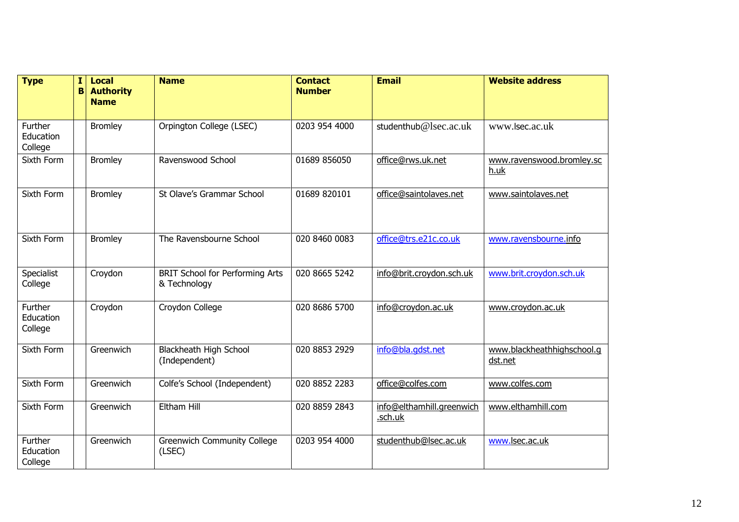| Type | IB | Local Authority Name | Name | Contact Number | Email | Website address |
|---|---|---|---|---|---|---|
| Further Education College | | Bromley | Orpington College (LSEC) | 0203 954 4000 | studenthub@lsec.ac.uk | www.lsec.ac.uk |
| Sixth Form | | Bromley | Ravenswood School | 01689 856050 | office@rws.uk.net | www.ravenswood.bromley.sch.uk |
| Sixth Form | | Bromley | St Olave's Grammar School | 01689 820101 | office@saintolaves.net | www.saintolaves.net |
| Sixth Form | | Bromley | The Ravensbourne School | 020 8460 0083 | office@trs.e21c.co.uk | www.ravensbourne.info |
| Specialist College | | Croydon | BRIT School for Performing Arts & Technology | 020 8665 5242 | info@brit.croydon.sch.uk | www.brit.croydon.sch.uk |
| Further Education College | | Croydon | Croydon College | 020 8686 5700 | info@croydon.ac.uk | www.croydon.ac.uk |
| Sixth Form | | Greenwich | Blackheath High School (Independent) | 020 8853 2929 | info@bla.gdst.net | www.blackheathhighschool.gdst.net |
| Sixth Form | | Greenwich | Colfe's School (Independent) | 020 8852 2283 | office@colfes.com | www.colfes.com |
| Sixth Form | | Greenwich | Eltham Hill | 020 8859 2843 | info@elthamhill.greenwich.sch.uk | www.elthamhill.com |
| Further Education College | | Greenwich | Greenwich Community College (LSEC) | 0203 954 4000 | studenthub@lsec.ac.uk | www.lsec.ac.uk |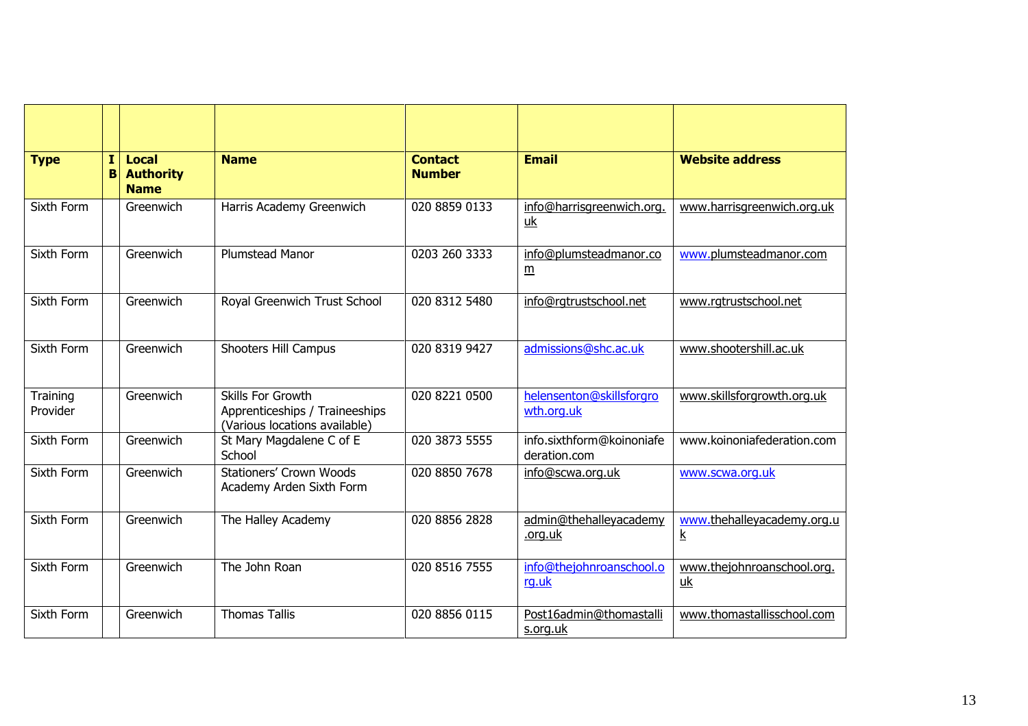| Type | IB | Local Authority Name | Name | Contact Number | Email | Website address |
|---|---|---|---|---|---|---|
| Sixth Form | | Greenwich | Harris Academy Greenwich | 020 8859 0133 | info@harrisgreenwich.org.uk | www.harrisgreenwich.org.uk |
| Sixth Form | | Greenwich | Plumstead Manor | 0203 260 3333 | info@plumsteadmanor.com | www.plumsteadmanor.com |
| Sixth Form | | Greenwich | Royal Greenwich Trust School | 020 8312 5480 | info@rgtrustschool.net | www.rgtrustschool.net |
| Sixth Form | | Greenwich | Shooters Hill Campus | 020 8319 9427 | admissions@shc.ac.uk | www.shootershill.ac.uk |
| Training Provider | | Greenwich | Skills For Growth Apprenticeships / Traineeships (Various locations available) | 020 8221 0500 | helensenton@skillsforgrowth.org.uk | www.skillsforgrowth.org.uk |
| Sixth Form | | Greenwich | St Mary Magdalene C of E School | 020 3873 5555 | info.sixthform@koinoniafederation.com | www.koinoniafederation.com |
| Sixth Form | | Greenwich | Stationers' Crown Woods Academy Arden Sixth Form | 020 8850 7678 | info@scwa.org.uk | www.scwa.org.uk |
| Sixth Form | | Greenwich | The Halley Academy | 020 8856 2828 | admin@thehalleyacademy.org.uk | www.thehalleyacademy.org.uk |
| Sixth Form | | Greenwich | The John Roan | 020 8516 7555 | info@thejohnroanschool.org.uk | www.thejohnroanschool.org.uk |
| Sixth Form | | Greenwich | Thomas Tallis | 020 8856 0115 | Post16admin@thomastallis.org.uk | www.thomastallisschool.com |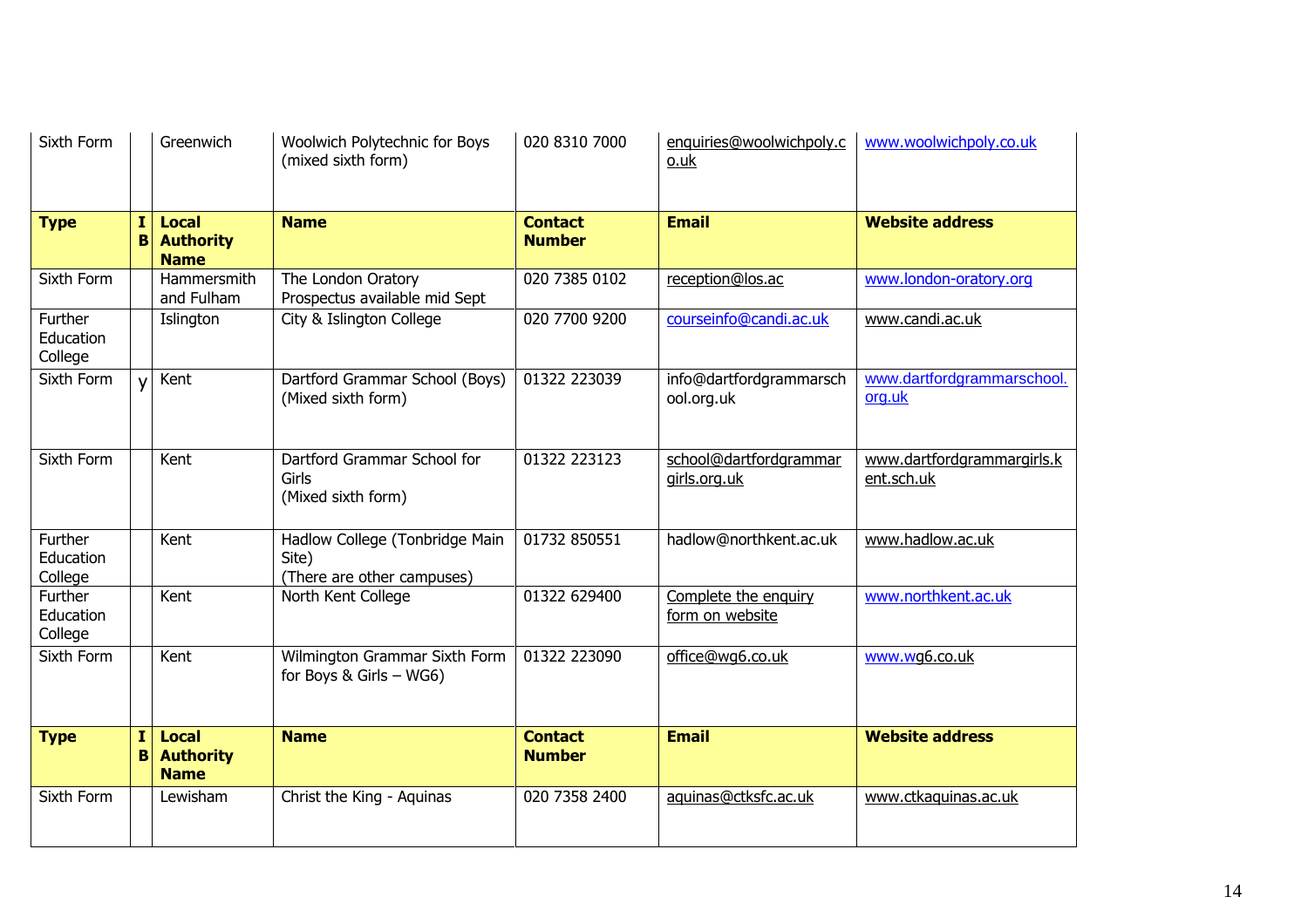| Sixth Form | | Greenwich | Woolwich Polytechnic for Boys (mixed sixth form) | 020 8310 7000 | enquiries@woolwichpoly.co.uk | www.woolwichpoly.co.uk |
|---|---|---|---|---|---|---|
| **Type** | **IB** | **Local Authority Name** | **Name** | **Contact Number** | **Email** | **Website address** |
| Sixth Form | | Hammersmith and Fulham | The London Oratory<br>Prospectus available mid Sept | 020 7385 0102 | reception@los.ac | www.london-oratory.org |
| Further Education College | | Islington | City & Islington College | 020 7700 9200 | courseinfo@candi.ac.uk | www.candi.ac.uk |
| Sixth Form | y | Kent | Dartford Grammar School (Boys) (Mixed sixth form) | 01322 223039 | info@dartfordgrammarschool.org.uk | www.dartfordgrammarschool.org.uk |
| Sixth Form | | Kent | Dartford Grammar School for Girls<br>(Mixed sixth form) | 01322 223123 | school@dartfordgrammargirls.org.uk | www.dartfordgrammargirls.kent.sch.uk |
| Further Education College | | Kent | Hadlow College (Tonbridge Main Site)<br>(There are other campuses) | 01732 850551 | hadlow@northkent.ac.uk | www.hadlow.ac.uk |
| Further Education College | | Kent | North Kent College | 01322 629400 | Complete the enquiry form on website | www.northkent.ac.uk |
| Sixth Form | | Kent | Wilmington Grammar Sixth Form for Boys & Girls – WG6) | 01322 223090 | office@wg6.co.uk | www.wg6.co.uk |
| **Type** | **IB** | **Local Authority Name** | **Name** | **Contact Number** | **Email** | **Website address** |
| Sixth Form | | Lewisham | Christ the King - Aquinas | 020 7358 2400 | aquinas@ctksfc.ac.uk | www.ctkaquinas.ac.uk |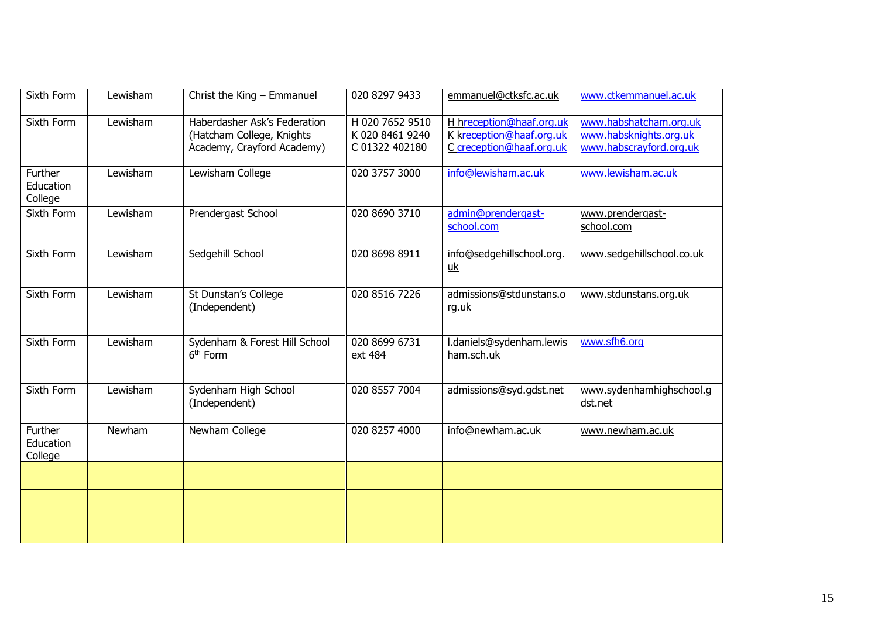| Sixth Form | | Lewisham | Christ the King – Emmanuel | 020 8297 9433 | emmanuel@ctksfc.ac.uk | www.ctkemmanuel.ac.uk |
|---|---|---|---|---|---|---|
| Sixth Form | | Lewisham | Haberdasher Ask's Federation (Hatcham College, Knights Academy, Crayford Academy) | H 020 7652 9510<br>K 020 8461 9240<br>C 01322 402180 | H hreception@haaf.org.uk<br>K kreception@haaf.org.uk<br>C creception@haaf.org.uk | www.habshatcham.org.uk<br>www.habsknights.org.uk<br>www.habscrayford.org.uk |
| Further Education College | | Lewisham | Lewisham College | 020 3757 3000 | info@lewisham.ac.uk | www.lewisham.ac.uk |
| Sixth Form | | Lewisham | Prendergast School | 020 8690 3710 | admin@prendergast-school.com | www.prendergast-school.com |
| Sixth Form | | Lewisham | Sedgehill School | 020 8698 8911 | info@sedgehillschool.org.uk | www.sedgehillschool.co.uk |
| Sixth Form | | Lewisham | St Dunstan's College (Independent) | 020 8516 7226 | admissions@stdunstans.org.uk | www.stdunstans.org.uk |
| Sixth Form | | Lewisham | Sydenham & Forest Hill School 6th Form | 020 8699 6731 ext 484 | l.daniels@sydenham.lewisham.sch.uk | www.sfh6.org |
| Sixth Form | | Lewisham | Sydenham High School (Independent) | 020 8557 7004 | admissions@syd.gdst.net | www.sydenhamhighschool.gdst.net |
| Further Education College | | Newham | Newham College | 020 8257 4000 | info@newham.ac.uk | www.newham.ac.uk |
| | | | | | | |
| | | | | | | |
| | | | | | | |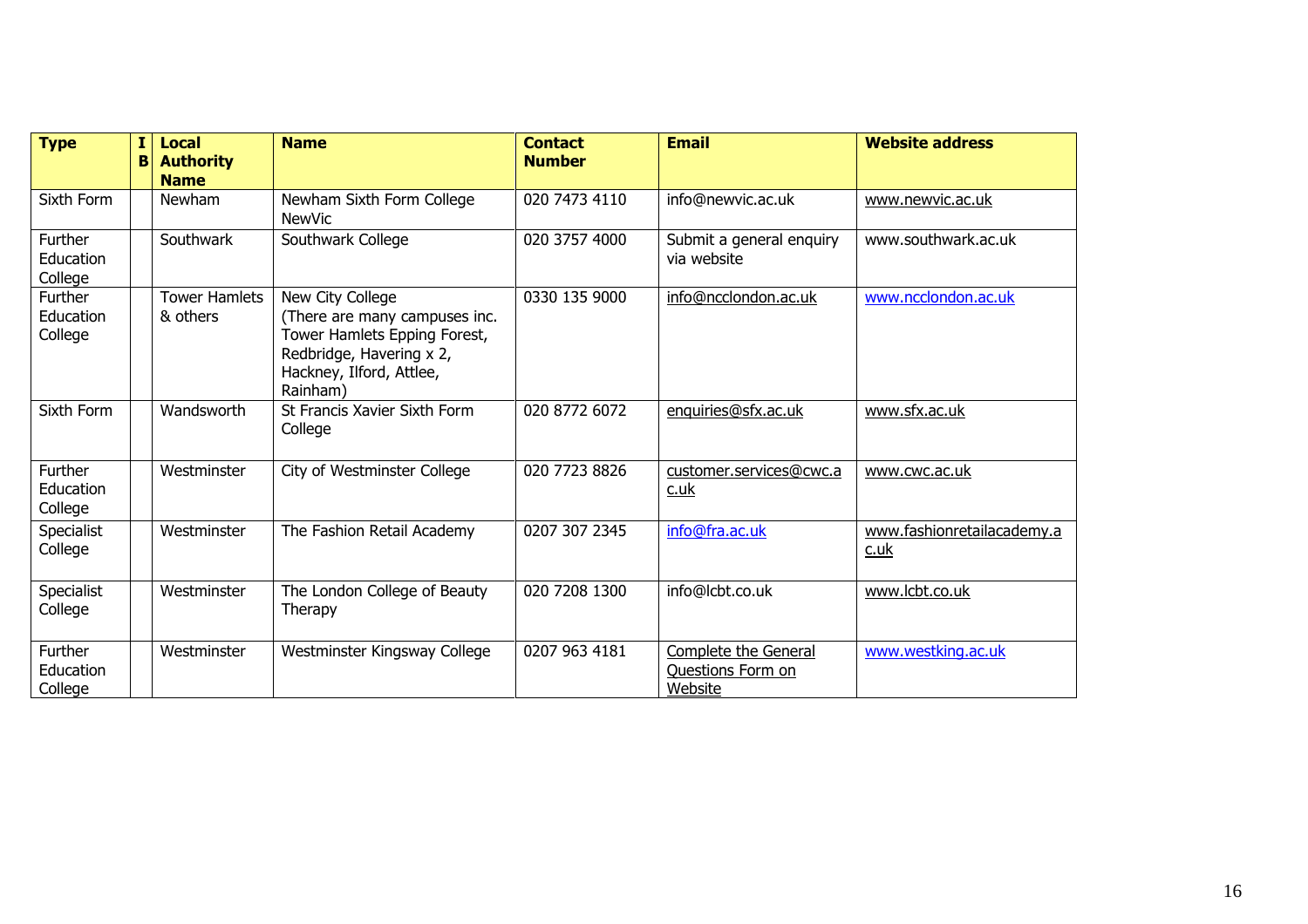| Type | IB | Local Authority Name | Name | Contact Number | Email | Website address |
|---|---|---|---|---|---|---|
| Sixth Form | | Newham | Newham Sixth Form College NewVic | 020 7473 4110 | info@newvic.ac.uk | www.newvic.ac.uk |
| Further Education College | | Southwark | Southwark College | 020 3757 4000 | Submit a general enquiry via website | www.southwark.ac.uk |
| Further Education College | | Tower Hamlets & others | New City College (There are many campuses inc. Tower Hamlets Epping Forest, Redbridge, Havering x 2, Hackney, Ilford, Attlee, Rainham) | 0330 135 9000 | info@ncclondon.ac.uk | www.ncclondon.ac.uk |
| Sixth Form | | Wandsworth | St Francis Xavier Sixth Form College | 020 8772 6072 | enquiries@sfx.ac.uk | www.sfx.ac.uk |
| Further Education College | | Westminster | City of Westminster College | 020 7723 8826 | customer.services@cwc.ac.uk | www.cwc.ac.uk |
| Specialist College | | Westminster | The Fashion Retail Academy | 0207 307 2345 | info@fra.ac.uk | www.fashionretailacademy.ac.uk |
| Specialist College | | Westminster | The London College of Beauty Therapy | 020 7208 1300 | info@lcbt.co.uk | www.lcbt.co.uk |
| Further Education College | | Westminster | Westminster Kingsway College | 0207 963 4181 | Complete the General Questions Form on Website | www.westking.ac.uk |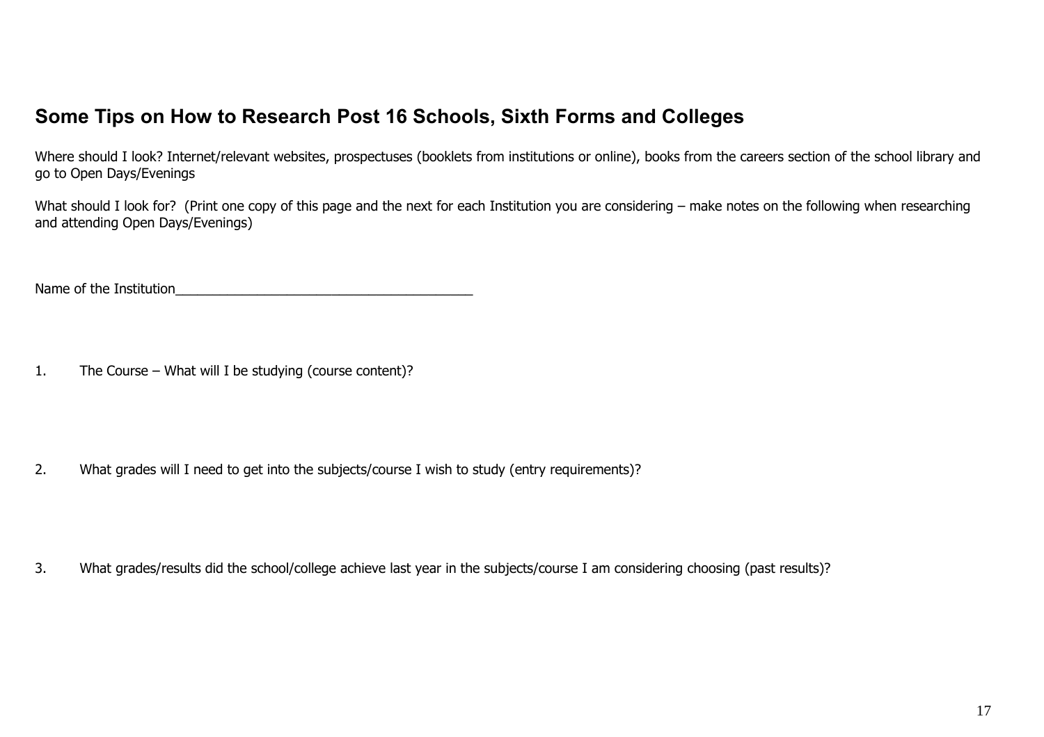## Some Tips on How to Research Post 16 Schools, Sixth Forms and Colleges

Where should I look? Internet/relevant websites, prospectuses (booklets from institutions or online), books from the careers section of the school library and go to Open Days/Evenings

What should I look for? (Print one copy of this page and the next for each Institution you are considering – make notes on the following when researching and attending Open Days/Evenings)

Name of the Institution_________________________________________

1. The Course – What will I be studying (course content)?

2. What grades will I need to get into the subjects/course I wish to study (entry requirements)?

3. What grades/results did the school/college achieve last year in the subjects/course I am considering choosing (past results)?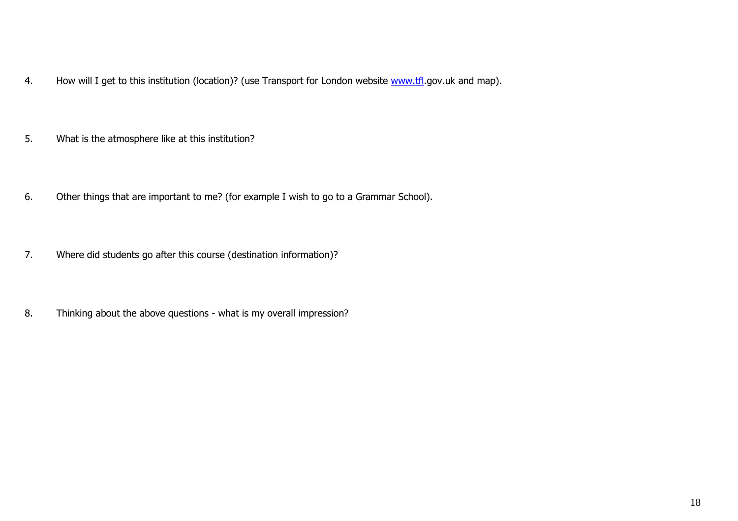4. How will I get to this institution (location)? (use Transport for London website www.tfl.gov.uk and map).

5. What is the atmosphere like at this institution?

6. Other things that are important to me? (for example I wish to go to a Grammar School).

7. Where did students go after this course (destination information)?

8. Thinking about the above questions - what is my overall impression?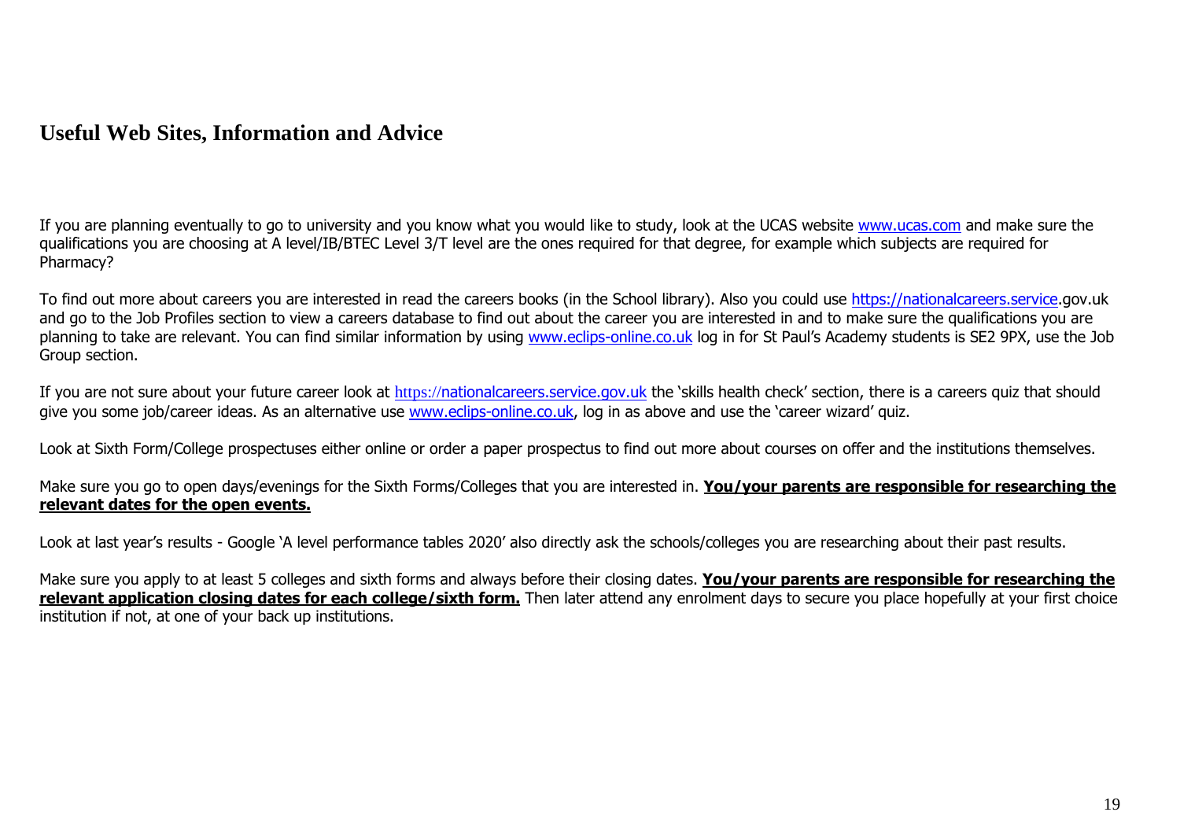## Useful Web Sites, Information and Advice

If you are planning eventually to go to university and you know what you would like to study, look at the UCAS website www.ucas.com and make sure the qualifications you are choosing at A level/IB/BTEC Level 3/T level are the ones required for that degree, for example which subjects are required for Pharmacy?

To find out more about careers you are interested in read the careers books (in the School library). Also you could use https://nationalcareers.service.gov.uk and go to the Job Profiles section to view a careers database to find out about the career you are interested in and to make sure the qualifications you are planning to take are relevant. You can find similar information by using www.eclips-online.co.uk log in for St Paul's Academy students is SE2 9PX, use the Job Group section.

If you are not sure about your future career look at https://nationalcareers.service.gov.uk the 'skills health check' section, there is a careers quiz that should give you some job/career ideas. As an alternative use www.eclips-online.co.uk, log in as above and use the 'career wizard' quiz.

Look at Sixth Form/College prospectuses either online or order a paper prospectus to find out more about courses on offer and the institutions themselves.

Make sure you go to open days/evenings for the Sixth Forms/Colleges that you are interested in. **<u>You/your parents are responsible for researching the relevant dates for the open events.</u>**

Look at last year's results - Google 'A level performance tables 2020' also directly ask the schools/colleges you are researching about their past results.

Make sure you apply to at least 5 colleges and sixth forms and always before their closing dates. **<u>You/your parents are responsible for researching the relevant application closing dates for each college/sixth form.</u>** Then later attend any enrolment days to secure you place hopefully at your first choice institution if not, at one of your back up institutions.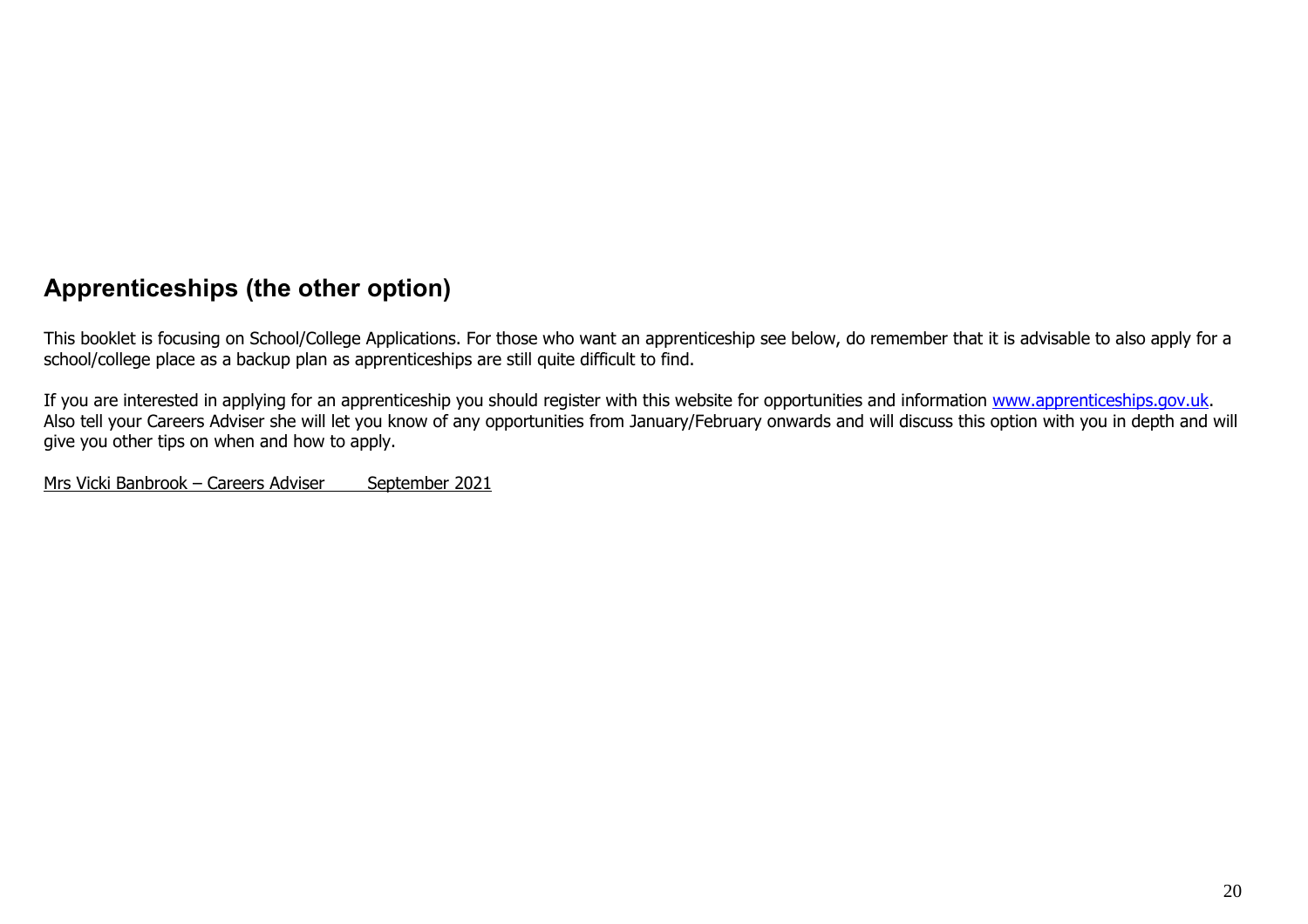## Apprenticeships (the other option)

This booklet is focusing on School/College Applications. For those who want an apprenticeship see below, do remember that it is advisable to also apply for a school/college place as a backup plan as apprenticeships are still quite difficult to find.

If you are interested in applying for an apprenticeship you should register with this website for opportunities and information www.apprenticeships.gov.uk. Also tell your Careers Adviser she will let you know of any opportunities from January/February onwards and will discuss this option with you in depth and will give you other tips on when and how to apply.

Mrs Vicki Banbrook – Careers Adviser        September 2021